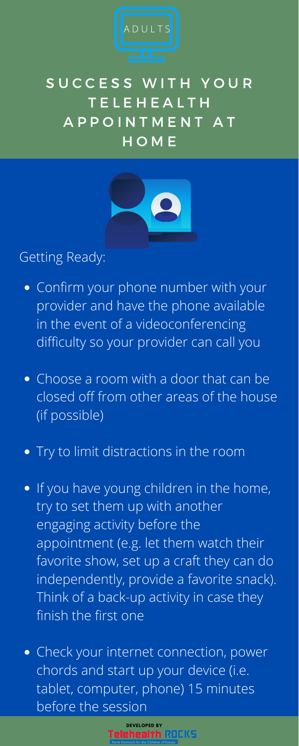ADULTS

# SUCCESS WITH YOUR TELEHEALTH APPOINTMENT AT HOME

Getting Ready:

- Confirm your phone number with your provider and have the phone available in the event of a videoconferencing difficulty so your provider can call you
- Choose a room with a door that can be closed off from other areas of the house (if possible)
- Try to limit distractions in the room
- If you have young children in the home, try to set them up with another engaging activity before the appointment (e.g. let them watch their favorite show, set up a craft they can do independently, provide a favorite snack). Think of a back-up activity in case they finish the first one
- Check your internet connection, power chords and start up your device (i.e. tablet, computer, phone) 15 minutes before the session

DEVELOPED BY
Telehealth ROCKS
Rural Outreach for the Children of Kansas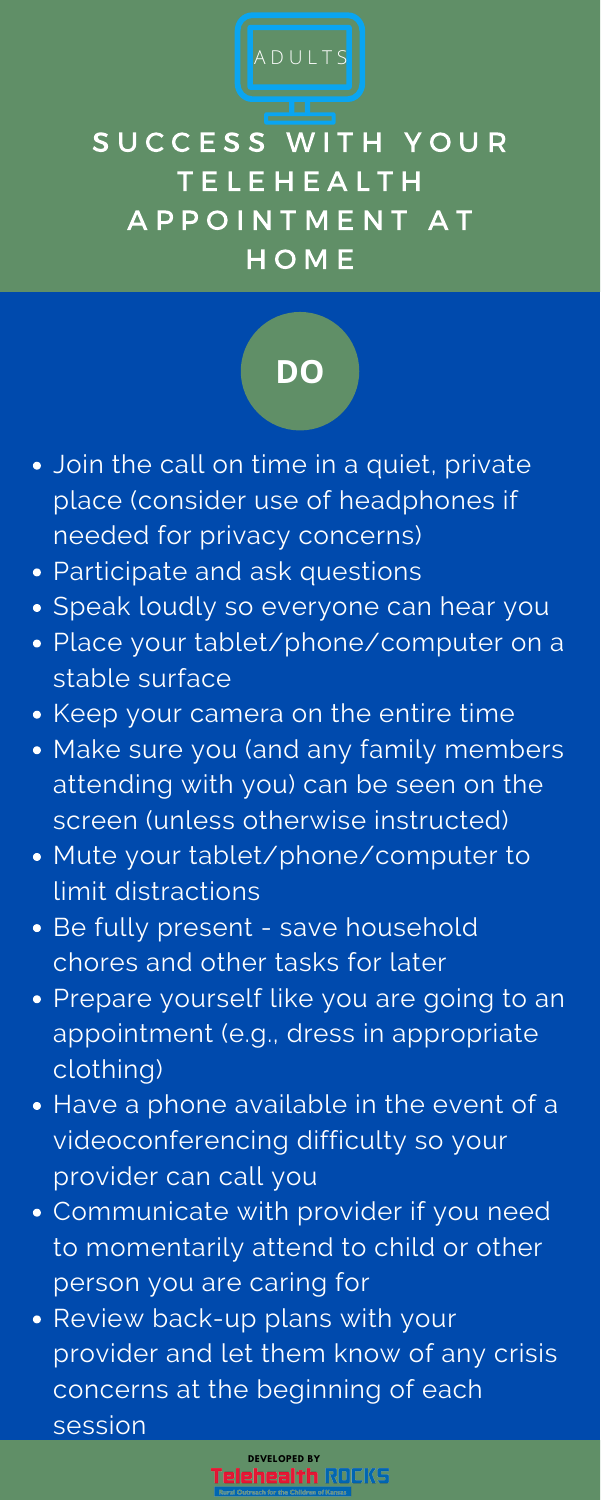ADULTS

# SUCCESS WITH YOUR TELEHEALTH APPOINTMENT AT HOME

## DO

- Join the call on time in a quiet, private place (consider use of headphones if needed for privacy concerns)
- Participate and ask questions
- Speak loudly so everyone can hear you
- Place your tablet/phone/computer on a stable surface
- Keep your camera on the entire time
- Make sure you (and any family members attending with you) can be seen on the screen (unless otherwise instructed)
- Mute your tablet/phone/computer to limit distractions
- Be fully present - save household chores and other tasks for later
- Prepare yourself like you are going to an appointment (e.g., dress in appropriate clothing)
- Have a phone available in the event of a videoconferencing difficulty so your provider can call you
- Communicate with provider if you need to momentarily attend to child or other person you are caring for
- Review back-up plans with your provider and let them know of any crisis concerns at the beginning of each session

DEVELOPED BY
Telehealth ROCKS
Rural Outreach for the Children of Kansas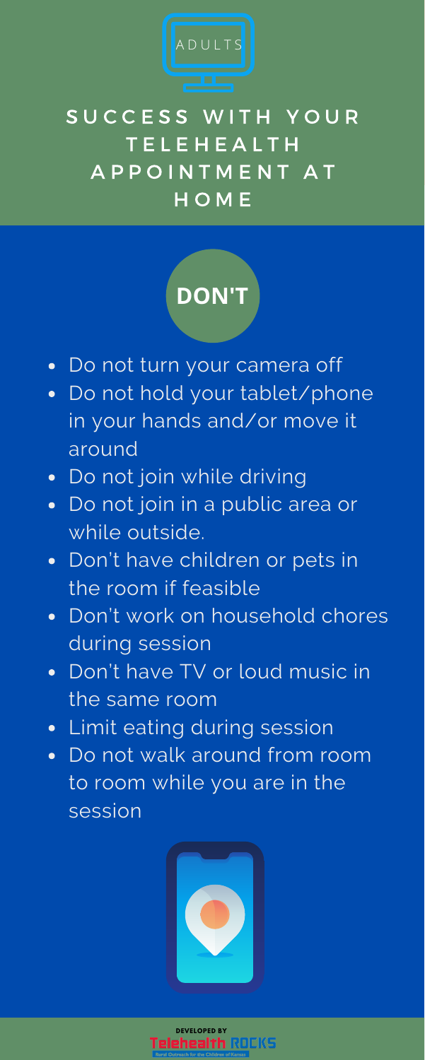ADULTS

# SUCCESS WITH YOUR TELEHEALTH APPOINTMENT AT HOME

## DON'T

- Do not turn your camera off
- Do not hold your tablet/phone in your hands and/or move it around
- Do not join while driving
- Do not join in a public area or while outside.
- Don't have children or pets in the room if feasible
- Don't work on household chores during session
- Don't have TV or loud music in the same room
- Limit eating during session
- Do not walk around from room to room while you are in the session

DEVELOPED BY
Telehealth ROCKS
Rural Outreach for the Children of Kansas